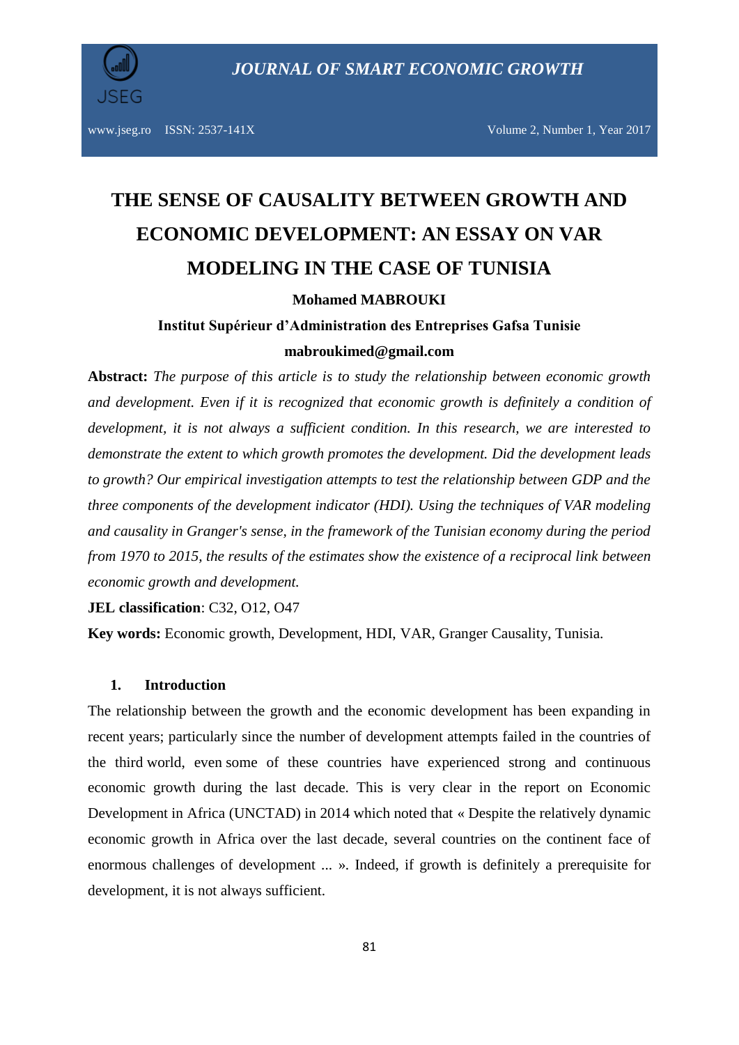# THE SENSE OF CAUSALITY BETWEEN GROWTH AND ECONOMIC DEVELOPMENT: AN ESSAY ON VAR MODELING IN THE CASE OF TUNISIA

**Mohamed MABROUKI**

**Institut Supérieur d'Administration des Entreprises Gafsa Tunisie**

**mabroukimed@gmail.com**

**Abstract:** *The purpose of this article is to study the relationship between economic growth and development. Even if it is recognized that economic growth is definitely a condition of development, it is not always a sufficient condition. In this research, we are interested to demonstrate the extent to which growth promotes the development. Did the development leads to growth? Our empirical investigation attempts to test the relationship between GDP and the three components of the development indicator (HDI). Using the techniques of VAR modeling and causality in Granger's sense, in the framework of the Tunisian economy during the period from 1970 to 2015, the results of the estimates show the existence of a reciprocal link between economic growth and development.*

**JEL classification**: C32, O12, O47

**Key words:** Economic growth, Development, HDI, VAR, Granger Causality, Tunisia.

## 1. Introduction

The relationship between the growth and the economic development has been expanding in recent years; particularly since the number of development attempts failed in the countries of the third world, even some of these countries have experienced strong and continuous economic growth during the last decade. This is very clear in the report on Economic Development in Africa (UNCTAD) in 2014 which noted that « Despite the relatively dynamic economic growth in Africa over the last decade, several countries on the continent face of enormous challenges of development ... ». Indeed, if growth is definitely a prerequisite for development, it is not always sufficient.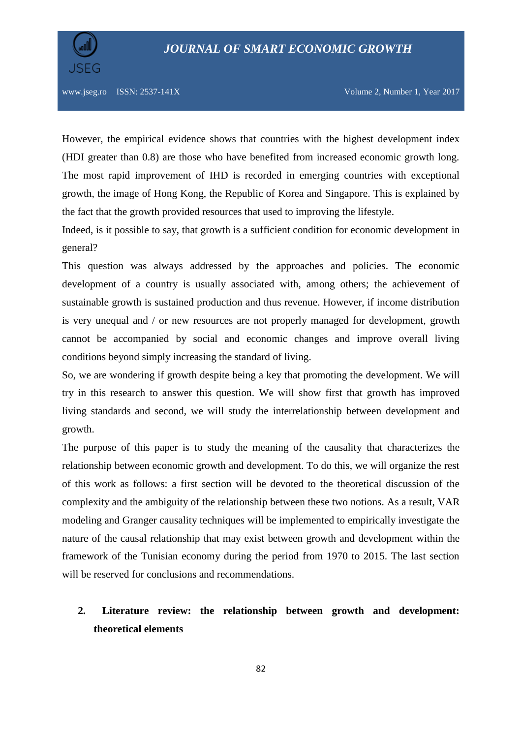However, the empirical evidence shows that countries with the highest development index (HDI greater than 0.8) are those who have benefited from increased economic growth long. The most rapid improvement of IHD is recorded in emerging countries with exceptional growth, the image of Hong Kong, the Republic of Korea and Singapore. This is explained by the fact that the growth provided resources that used to improving the lifestyle.

Indeed, is it possible to say, that growth is a sufficient condition for economic development in general?

This question was always addressed by the approaches and policies. The economic development of a country is usually associated with, among others; the achievement of sustainable growth is sustained production and thus revenue. However, if income distribution is very unequal and / or new resources are not properly managed for development, growth cannot be accompanied by social and economic changes and improve overall living conditions beyond simply increasing the standard of living.

So, we are wondering if growth despite being a key that promoting the development. We will try in this research to answer this question. We will show first that growth has improved living standards and second, we will study the interrelationship between development and growth.

The purpose of this paper is to study the meaning of the causality that characterizes the relationship between economic growth and development. To do this, we will organize the rest of this work as follows: a first section will be devoted to the theoretical discussion of the complexity and the ambiguity of the relationship between these two notions. As a result, VAR modeling and Granger causality techniques will be implemented to empirically investigate the nature of the causal relationship that may exist between growth and development within the framework of the Tunisian economy during the period from 1970 to 2015. The last section will be reserved for conclusions and recommendations.

## 2. Literature review: the relationship between growth and development: theoretical elements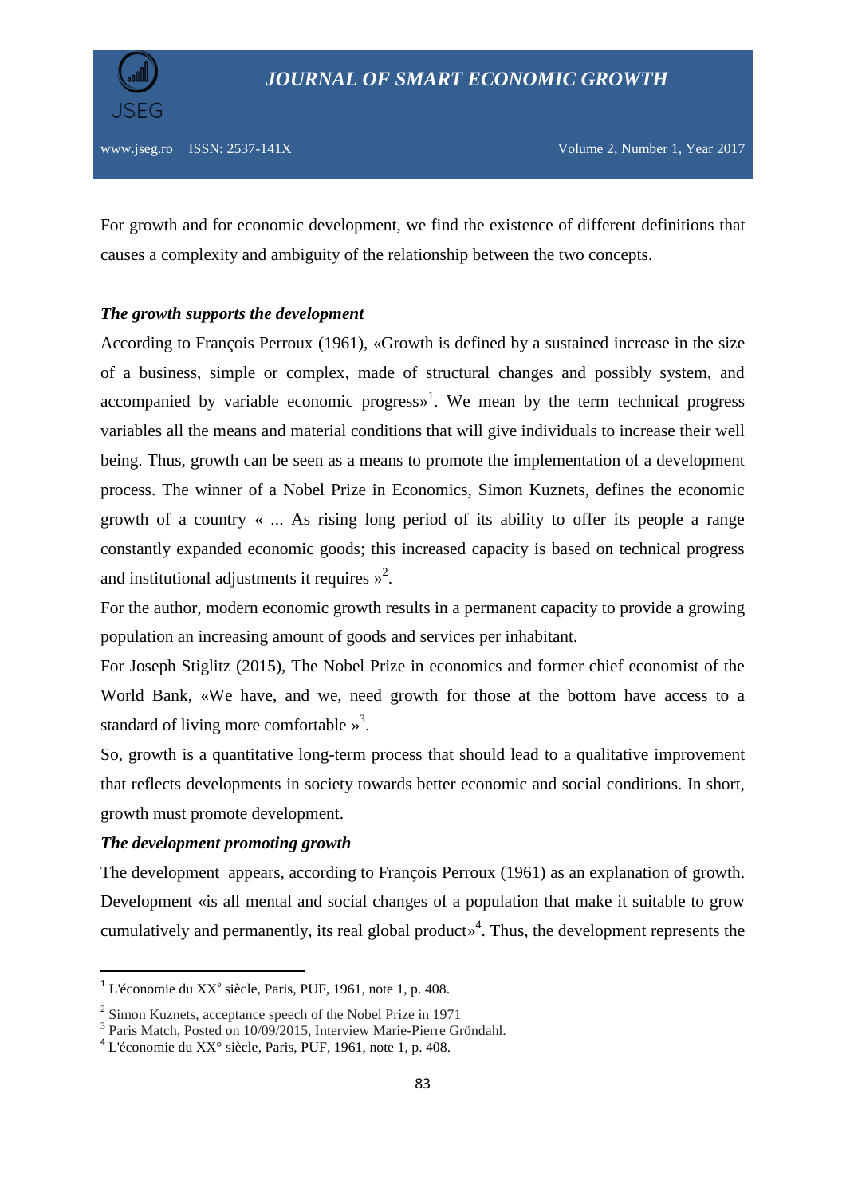For growth and for economic development, we find the existence of different definitions that causes a complexity and ambiguity of the relationship between the two concepts.

***The growth supports the development***

According to François Perroux (1961), «Growth is defined by a sustained increase in the size of a business, simple or complex, made of structural changes and possibly system, and accompanied by variable economic progress»[1]. We mean by the term technical progress variables all the means and material conditions that will give individuals to increase their well being. Thus, growth can be seen as a means to promote the implementation of a development process. The winner of a Nobel Prize in Economics, Simon Kuznets, defines the economic growth of a country « ... As rising long period of its ability to offer its people a range constantly expanded economic goods; this increased capacity is based on technical progress and institutional adjustments it requires »[2].

For the author, modern economic growth results in a permanent capacity to provide a growing population an increasing amount of goods and services per inhabitant.

For Joseph Stiglitz (2015), The Nobel Prize in economics and former chief economist of the World Bank, «We have, and we, need growth for those at the bottom have access to a standard of living more comfortable »[3].

So, growth is a quantitative long-term process that should lead to a qualitative improvement that reflects developments in society towards better economic and social conditions. In short, growth must promote development.

***The development promoting growth***

The development appears, according to François Perroux (1961) as an explanation of growth. Development «is all mental and social changes of a population that make it suitable to grow cumulatively and permanently, its real global product»[4]. Thus, the development represents the

---

[1] L'économie du XX^e siècle, Paris, PUF, 1961, note 1, p. 408.

[2] Simon Kuznets, acceptance speech of the Nobel Prize in 1971

[3] Paris Match, Posted on 10/09/2015, Interview Marie-Pierre Gröndahl.

[4] L'économie du XX° siècle, Paris, PUF, 1961, note 1, p. 408.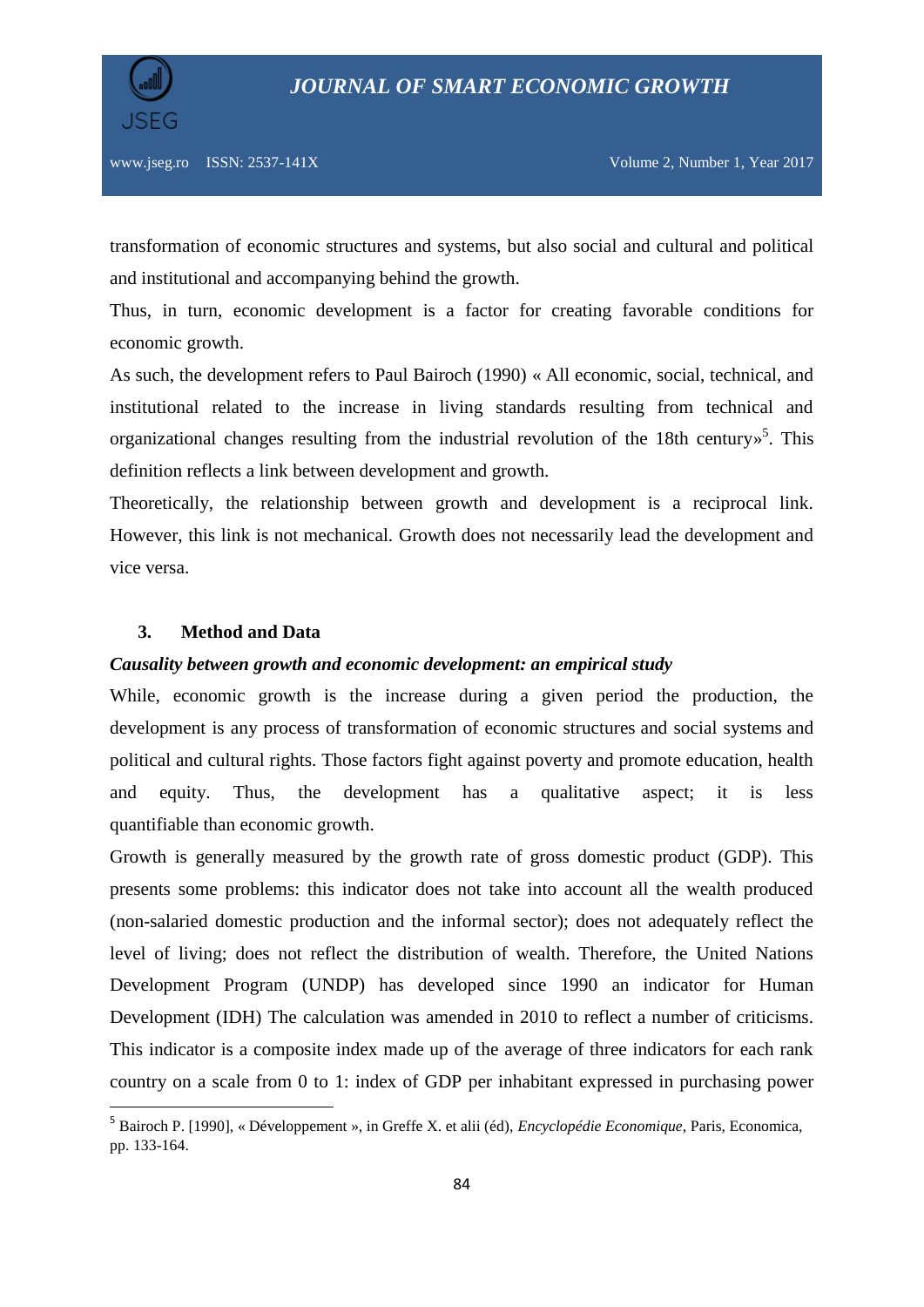transformation of economic structures and systems, but also social and cultural and political and institutional and accompanying behind the growth.

Thus, in turn, economic development is a factor for creating favorable conditions for economic growth.

As such, the development refers to Paul Bairoch (1990) « All economic, social, technical, and institutional related to the increase in living standards resulting from technical and organizational changes resulting from the industrial revolution of the 18th century»[5]. This definition reflects a link between development and growth.

Theoretically, the relationship between growth and development is a reciprocal link. However, this link is not mechanical. Growth does not necessarily lead the development and vice versa.

## 3. Method and Data

***Causality between growth and economic development: an empirical study***

While, economic growth is the increase during a given period the production, the development is any process of transformation of economic structures and social systems and political and cultural rights. Those factors fight against poverty and promote education, health and equity. Thus, the development has a qualitative aspect; it is less quantifiable than economic growth.

Growth is generally measured by the growth rate of gross domestic product (GDP). This presents some problems: this indicator does not take into account all the wealth produced (non-salaried domestic production and the informal sector); does not adequately reflect the level of living; does not reflect the distribution of wealth. Therefore, the United Nations Development Program (UNDP) has developed since 1990 an indicator for Human Development (IDH) The calculation was amended in 2010 to reflect a number of criticisms. This indicator is a composite index made up of the average of three indicators for each rank country on a scale from 0 to 1: index of GDP per inhabitant expressed in purchasing power

---

[5] Bairoch P. [1990], « Développement », in Greffe X. et alii (éd), *Encyclopédie Economique*, Paris, Economica, pp. 133-164.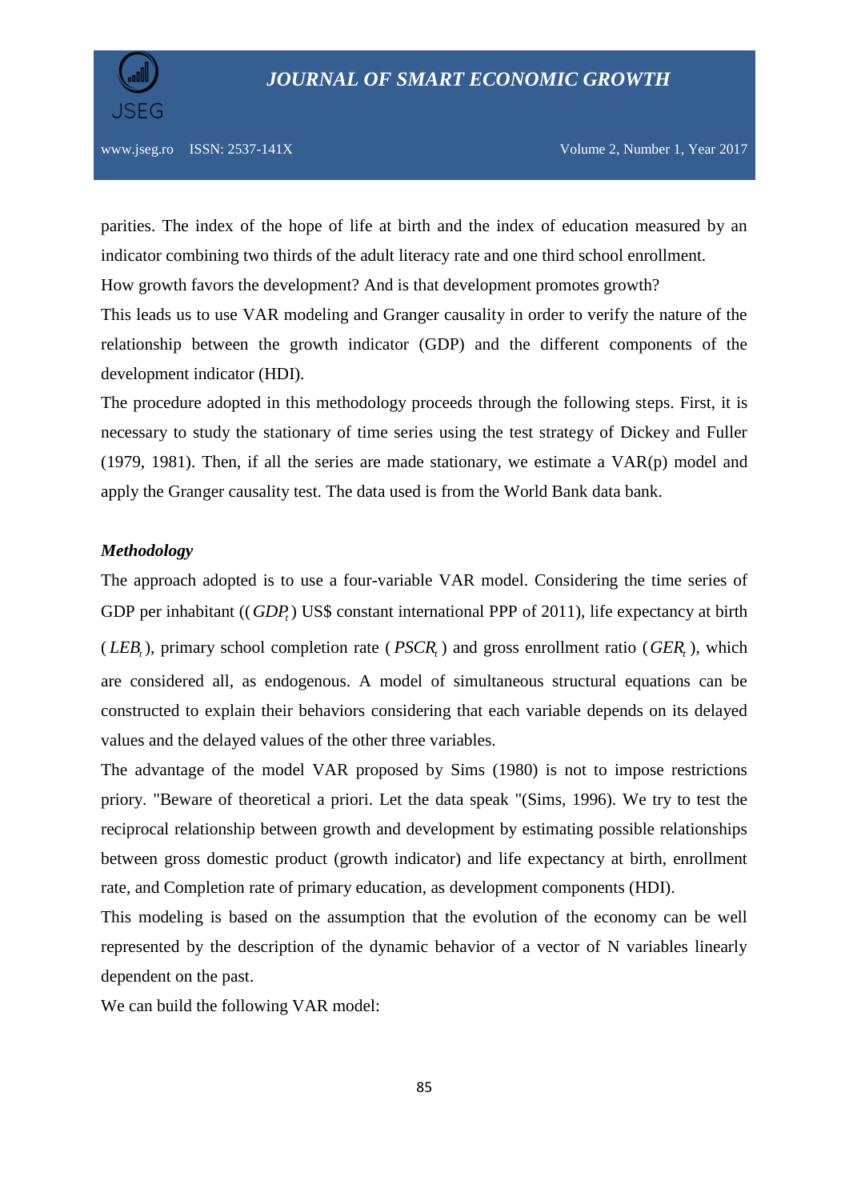parities. The index of the hope of life at birth and the index of education measured by an indicator combining two thirds of the adult literacy rate and one third school enrollment.

How growth favors the development? And is that development promotes growth?

This leads us to use VAR modeling and Granger causality in order to verify the nature of the relationship between the growth indicator (GDP) and the different components of the development indicator (HDI).

The procedure adopted in this methodology proceeds through the following steps. First, it is necessary to study the stationary of time series using the test strategy of Dickey and Fuller (1979, 1981). Then, if all the series are made stationary, we estimate a VAR(p) model and apply the Granger causality test. The data used is from the World Bank data bank.

### *Methodology*

The approach adopted is to use a four-variable VAR model. Considering the time series of GDP per inhabitant (( $GDP_t$ ) US$ constant international PPP of 2011), life expectancy at birth ( $LEB_t$ ), primary school completion rate ( $PSCR_t$ ) and gross enrollment ratio ( $GER_t$ ), which are considered all, as endogenous. A model of simultaneous structural equations can be constructed to explain their behaviors considering that each variable depends on its delayed values and the delayed values of the other three variables.

The advantage of the model VAR proposed by Sims (1980) is not to impose restrictions priory. "Beware of theoretical a priori. Let the data speak "(Sims, 1996). We try to test the reciprocal relationship between growth and development by estimating possible relationships between gross domestic product (growth indicator) and life expectancy at birth, enrollment rate, and Completion rate of primary education, as development components (HDI).

This modeling is based on the assumption that the evolution of the economy can be well represented by the description of the dynamic behavior of a vector of N variables linearly dependent on the past.

We can build the following VAR model: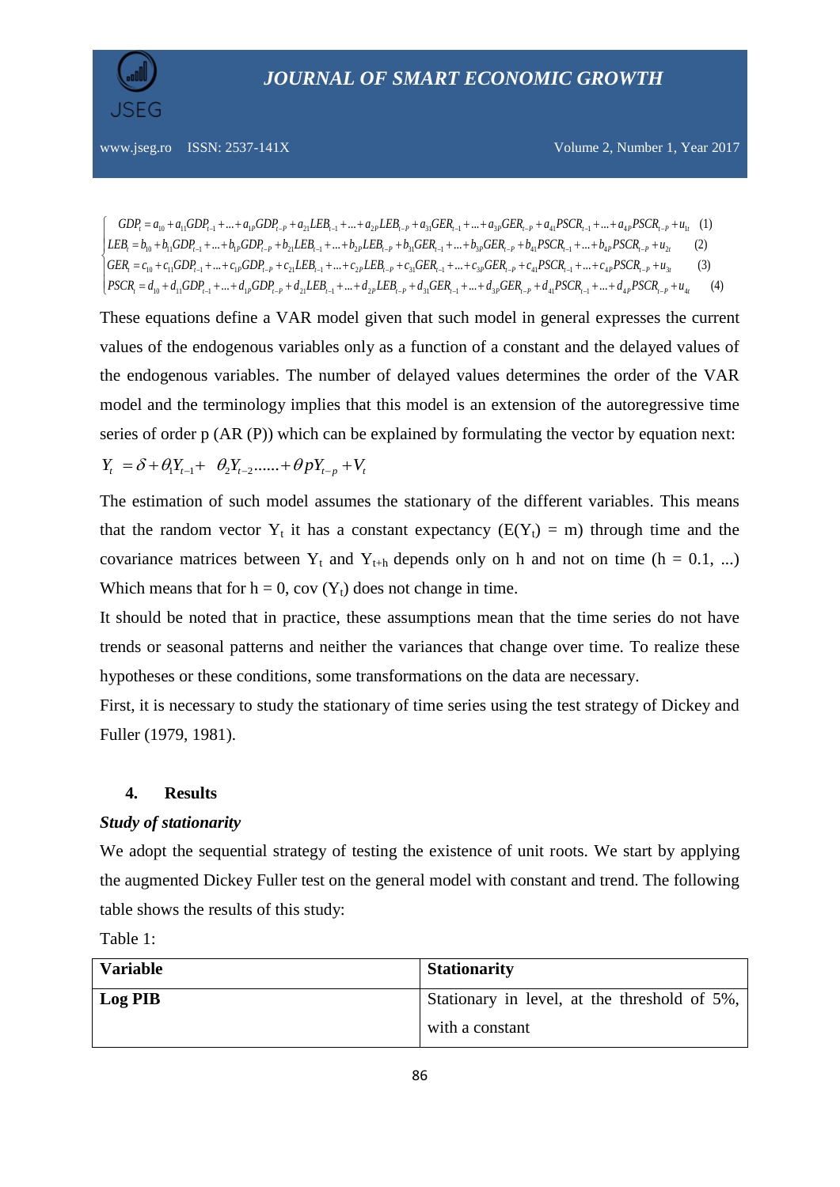$$\begin{cases} GDP_t = a_{10} + a_{11}GDP_{t-1} + ... + a_{1p}GDP_{t-p} + a_{21}LEB_{t-1} + ... + a_{2p}LEB_{t-p} + a_{31}GER_{t-1} + ... + a_{3p}GER_{t-p} + a_{41}PSCR_{t-1} + ... + a_{4p}PSCR_{t-p} + u_{1t} & (1) \\ LEB_t = b_{10} + b_{11}GDP_{t-1} + ... + b_{1p}GDP_{t-p} + b_{21}LEB_{t-1} + ... + b_{2p}LEB_{t-p} + b_{31}GER_{t-1} + ... + b_{3p}GER_{t-p} + b_{41}PSCR_{t-1} + ... + b_{4p}PSCR_{t-p} + u_{2t} & (2) \\ GER_t = c_{10} + c_{11}GDP_{t-1} + ... + c_{1p}GDP_{t-p} + c_{21}LEB_{t-1} + ... + c_{2p}LEB_{t-p} + c_{31}GER_{t-1} + ... + c_{3p}GER_{t-p} + c_{41}PSCR_{t-1} + ... + c_{4p}PSCR_{t-p} + u_{3t} & (3) \\ PSCR_t = d_{10} + d_{11}GDP_{t-1} + ... + d_{1p}GDP_{t-p} + d_{21}LEB_{t-1} + ... + d_{2p}LEB_{t-p} + d_{31}GER_{t-1} + ... + d_{3p}GER_{t-p} + d_{41}PSCR_{t-1} + ... + d_{4p}PSCR_{t-p} + u_{4t} & (4) \end{cases}$$

These equations define a VAR model given that such model in general expresses the current values of the endogenous variables only as a function of a constant and the delayed values of the endogenous variables. The number of delayed values determines the order of the VAR model and the terminology implies that this model is an extension of the autoregressive time series of order p (AR (P)) which can be explained by formulating the vector by equation next:

$$Y_t = \delta + \theta_1 Y_{t-1} + \theta_2 Y_{t-2} ...... + \theta p Y_{t-p} + V_t$$

The estimation of such model assumes the stationary of the different variables. This means that the random vector $Y_t$ it has a constant expectancy ($E(Y_t) = m$) through time and the covariance matrices between $Y_t$ and $Y_{t+h}$ depends only on h and not on time (h = 0.1, ...) Which means that for h = 0, cov ($Y_t$) does not change in time.

It should be noted that in practice, these assumptions mean that the time series do not have trends or seasonal patterns and neither the variances that change over time. To realize these hypotheses or these conditions, some transformations on the data are necessary.

First, it is necessary to study the stationary of time series using the test strategy of Dickey and Fuller (1979, 1981).

## 4. Results

***Study of stationarity***

We adopt the sequential strategy of testing the existence of unit roots. We start by applying the augmented Dickey Fuller test on the general model with constant and trend. The following table shows the results of this study:

Table 1:

| Variable | Stationarity |
|---|---|
| **Log PIB** | Stationary in level, at the threshold of 5%, with a constant |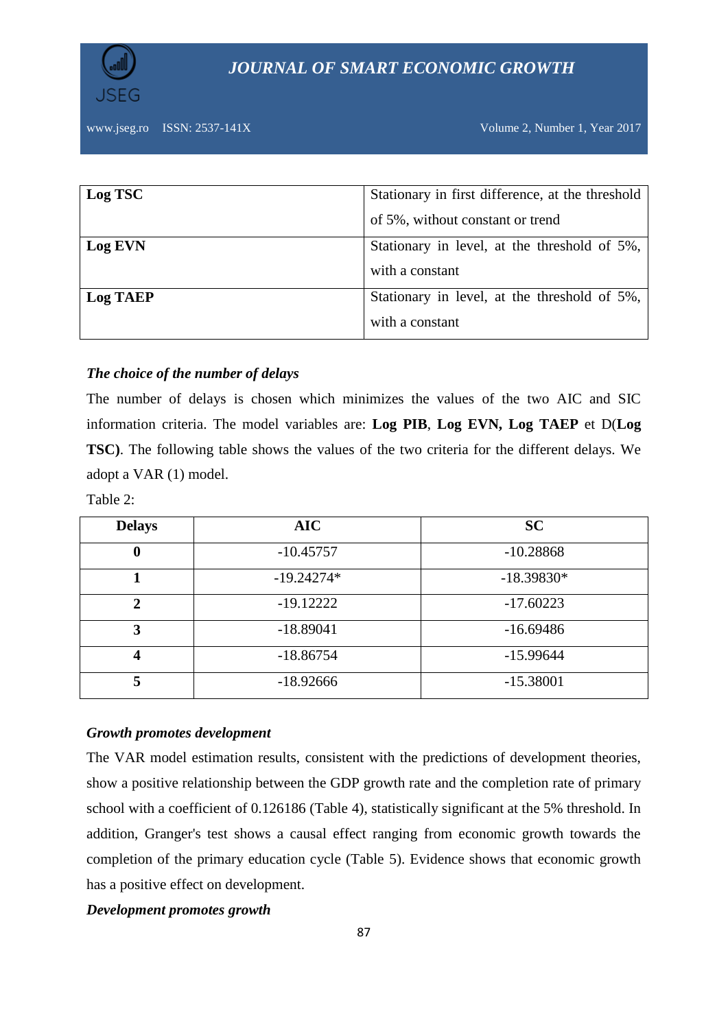| | |
|---|---|
| **Log TSC** | Stationary in first difference, at the threshold of 5%, without constant or trend |
| **Log EVN** | Stationary in level, at the threshold of 5%, with a constant |
| **Log TAEP** | Stationary in level, at the threshold of 5%, with a constant |

***The choice of the number of delays***

The number of delays is chosen which minimizes the values of the two AIC and SIC information criteria. The model variables are: **Log PIB**, **Log EVN, Log TAEP** et D(**Log TSC)**. The following table shows the values of the two criteria for the different delays. We adopt a VAR (1) model.

Table 2:

| Delays | AIC | SC |
|---|---|---|
| **0** | -10.45757 | -10.28868 |
| **1** | -19.24274* | -18.39830* |
| **2** | -19.12222 | -17.60223 |
| **3** | -18.89041 | -16.69486 |
| **4** | -18.86754 | -15.99644 |
| **5** | -18.92666 | -15.38001 |

***Growth promotes development***

The VAR model estimation results, consistent with the predictions of development theories, show a positive relationship between the GDP growth rate and the completion rate of primary school with a coefficient of 0.126186 (Table 4), statistically significant at the 5% threshold. In addition, Granger's test shows a causal effect ranging from economic growth towards the completion of the primary education cycle (Table 5). Evidence shows that economic growth has a positive effect on development.

***Development promotes growth***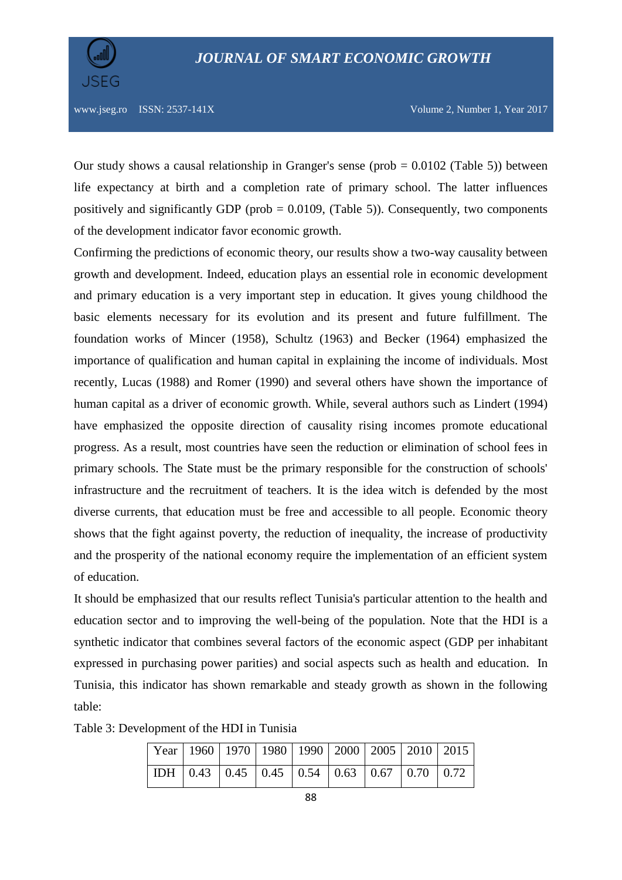Our study shows a causal relationship in Granger's sense (prob = 0.0102 (Table 5)) between life expectancy at birth and a completion rate of primary school. The latter influences positively and significantly GDP (prob = 0.0109, (Table 5)). Consequently, two components of the development indicator favor economic growth.

Confirming the predictions of economic theory, our results show a two-way causality between growth and development. Indeed, education plays an essential role in economic development and primary education is a very important step in education. It gives young childhood the basic elements necessary for its evolution and its present and future fulfillment. The foundation works of Mincer (1958), Schultz (1963) and Becker (1964) emphasized the importance of qualification and human capital in explaining the income of individuals. Most recently, Lucas (1988) and Romer (1990) and several others have shown the importance of human capital as a driver of economic growth. While, several authors such as Lindert (1994) have emphasized the opposite direction of causality rising incomes promote educational progress. As a result, most countries have seen the reduction or elimination of school fees in primary schools. The State must be the primary responsible for the construction of schools' infrastructure and the recruitment of teachers. It is the idea witch is defended by the most diverse currents, that education must be free and accessible to all people. Economic theory shows that the fight against poverty, the reduction of inequality, the increase of productivity and the prosperity of the national economy require the implementation of an efficient system of education.

It should be emphasized that our results reflect Tunisia's particular attention to the health and education sector and to improving the well-being of the population. Note that the HDI is a synthetic indicator that combines several factors of the economic aspect (GDP per inhabitant expressed in purchasing power parities) and social aspects such as health and education. In Tunisia, this indicator has shown remarkable and steady growth as shown in the following table:

Table 3: Development of the HDI in Tunisia

| Year | 1960 | 1970 | 1980 | 1990 | 2000 | 2005 | 2010 | 2015 |
|---|---|---|---|---|---|---|---|---|
| IDH | 0.43 | 0.45 | 0.45 | 0.54 | 0.63 | 0.67 | 0.70 | 0.72 |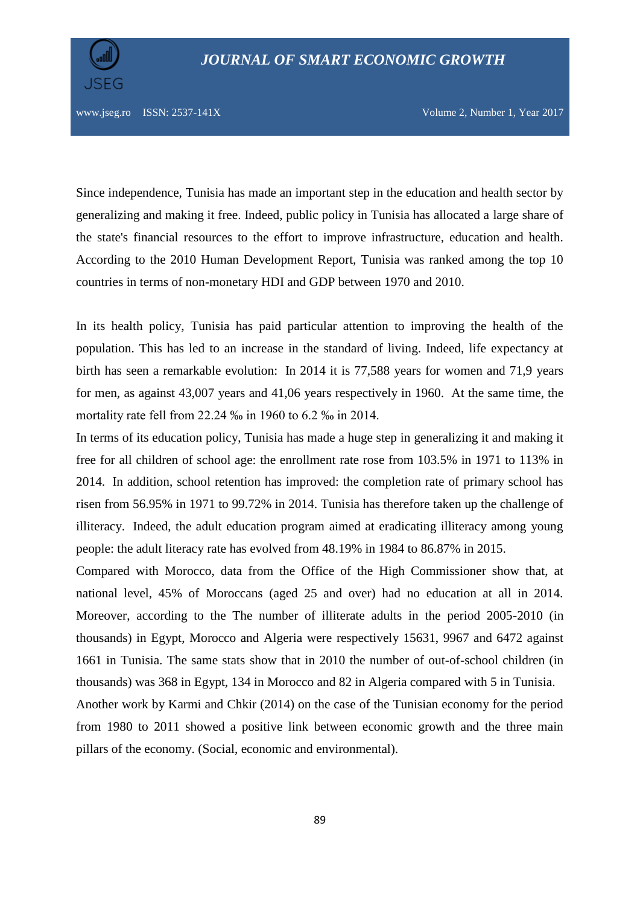Since independence, Tunisia has made an important step in the education and health sector by generalizing and making it free. Indeed, public policy in Tunisia has allocated a large share of the state's financial resources to the effort to improve infrastructure, education and health. According to the 2010 Human Development Report, Tunisia was ranked among the top 10 countries in terms of non-monetary HDI and GDP between 1970 and 2010.

In its health policy, Tunisia has paid particular attention to improving the health of the population. This has led to an increase in the standard of living. Indeed, life expectancy at birth has seen a remarkable evolution: In 2014 it is 77,588 years for women and 71,9 years for men, as against 43,007 years and 41,06 years respectively in 1960. At the same time, the mortality rate fell from 22.24 ‰ in 1960 to 6.2 ‰ in 2014.

In terms of its education policy, Tunisia has made a huge step in generalizing it and making it free for all children of school age: the enrollment rate rose from 103.5% in 1971 to 113% in 2014. In addition, school retention has improved: the completion rate of primary school has risen from 56.95% in 1971 to 99.72% in 2014. Tunisia has therefore taken up the challenge of illiteracy. Indeed, the adult education program aimed at eradicating illiteracy among young people: the adult literacy rate has evolved from 48.19% in 1984 to 86.87% in 2015.

Compared with Morocco, data from the Office of the High Commissioner show that, at national level, 45% of Moroccans (aged 25 and over) had no education at all in 2014. Moreover, according to the The number of illiterate adults in the period 2005-2010 (in thousands) in Egypt, Morocco and Algeria were respectively 15631, 9967 and 6472 against 1661 in Tunisia. The same stats show that in 2010 the number of out-of-school children (in thousands) was 368 in Egypt, 134 in Morocco and 82 in Algeria compared with 5 in Tunisia.

Another work by Karmi and Chkir (2014) on the case of the Tunisian economy for the period from 1980 to 2011 showed a positive link between economic growth and the three main pillars of the economy. (Social, economic and environmental).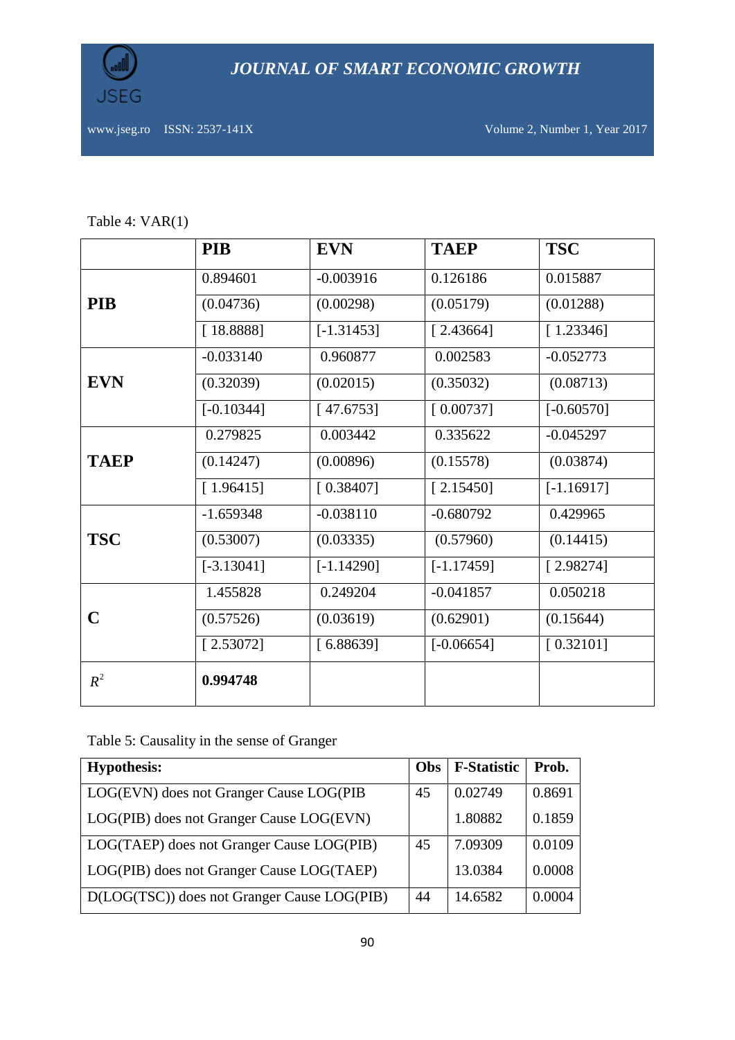Table 4: VAR(1)

| | PIB | EVN | TAEP | TSC |
|---|---|---|---|---|
| **PIB** | 0.894601 | -0.003916 | 0.126186 | 0.015887 |
| | (0.04736) | (0.00298) | (0.05179) | (0.01288) |
| | [ 18.8888] | [-1.31453] | [ 2.43664] | [ 1.23346] |
| **EVN** | -0.033140 | 0.960877 | 0.002583 | -0.052773 |
| | (0.32039) | (0.02015) | (0.35032) | (0.08713) |
| | [-0.10344] | [ 47.6753] | [ 0.00737] | [-0.60570] |
| **TAEP** | 0.279825 | 0.003442 | 0.335622 | -0.045297 |
| | (0.14247) | (0.00896) | (0.15578) | (0.03874) |
| | [ 1.96415] | [ 0.38407] | [ 2.15450] | [-1.16917] |
| **TSC** | -1.659348 | -0.038110 | -0.680792 | 0.429965 |
| | (0.53007) | (0.03335) | (0.57960) | (0.14415) |
| | [-3.13041] | [-1.14290] | [-1.17459] | [ 2.98274] |
| **C** | 1.455828 | 0.249204 | -0.041857 | 0.050218 |
| | (0.57526) | (0.03619) | (0.62901) | (0.15644) |
| | [ 2.53072] | [ 6.88639] | [-0.06654] | [ 0.32101] |
| $R^2$ | **0.994748** | | | |

Table 5: Causality in the sense of Granger

| **Hypothesis:** | **Obs** | **F-Statistic** | **Prob.** |
|---|---|---|---|
| LOG(EVN) does not Granger Cause LOG(PIB | 45 | 0.02749 | 0.8691 |
| LOG(PIB) does not Granger Cause LOG(EVN) | | 1.80882 | 0.1859 |
| LOG(TAEP) does not Granger Cause LOG(PIB) | 45 | 7.09309 | 0.0109 |
| LOG(PIB) does not Granger Cause LOG(TAEP) | | 13.0384 | 0.0008 |
| D(LOG(TSC)) does not Granger Cause LOG(PIB) | 44 | 14.6582 | 0.0004 |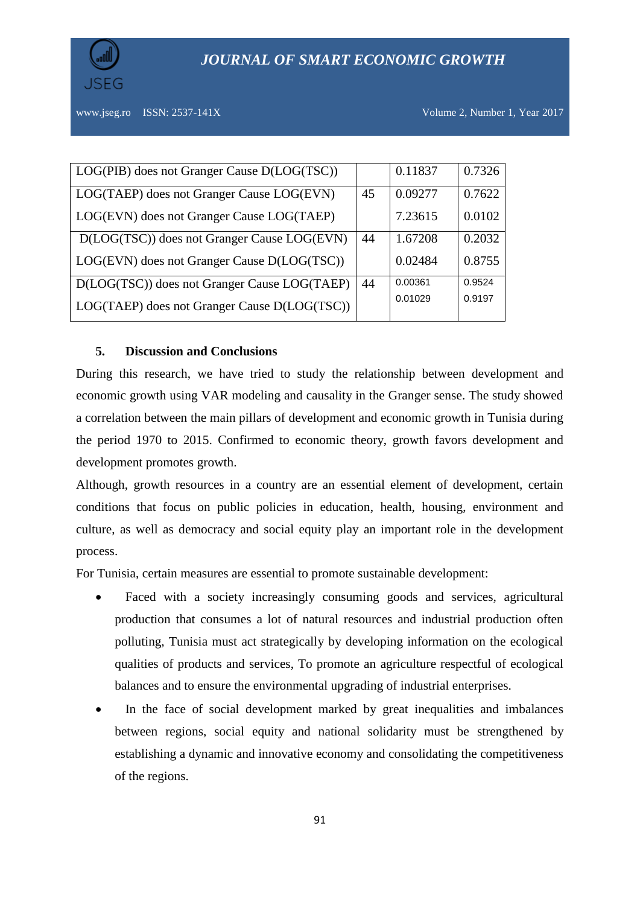| | | | |
|---|---|---|---|
| LOG(PIB) does not Granger Cause D(LOG(TSC)) | | 0.11837 | 0.7326 |
| LOG(TAEP) does not Granger Cause LOG(EVN) | 45 | 0.09277 | 0.7622 |
| LOG(EVN) does not Granger Cause LOG(TAEP) | | 7.23615 | 0.0102 |
| D(LOG(TSC)) does not Granger Cause LOG(EVN) | 44 | 1.67208 | 0.2032 |
| LOG(EVN) does not Granger Cause D(LOG(TSC)) | | 0.02484 | 0.8755 |
| D(LOG(TSC)) does not Granger Cause LOG(TAEP) | 44 | 0.00361 | 0.9524 |
| LOG(TAEP) does not Granger Cause D(LOG(TSC)) | | 0.01029 | 0.9197 |

## 5. Discussion and Conclusions

During this research, we have tried to study the relationship between development and economic growth using VAR modeling and causality in the Granger sense. The study showed a correlation between the main pillars of development and economic growth in Tunisia during the period 1970 to 2015. Confirmed to economic theory, growth favors development and development promotes growth.

Although, growth resources in a country are an essential element of development, certain conditions that focus on public policies in education, health, housing, environment and culture, as well as democracy and social equity play an important role in the development process.

For Tunisia, certain measures are essential to promote sustainable development:

- Faced with a society increasingly consuming goods and services, agricultural production that consumes a lot of natural resources and industrial production often polluting, Tunisia must act strategically by developing information on the ecological qualities of products and services, To promote an agriculture respectful of ecological balances and to ensure the environmental upgrading of industrial enterprises.
- In the face of social development marked by great inequalities and imbalances between regions, social equity and national solidarity must be strengthened by establishing a dynamic and innovative economy and consolidating the competitiveness of the regions.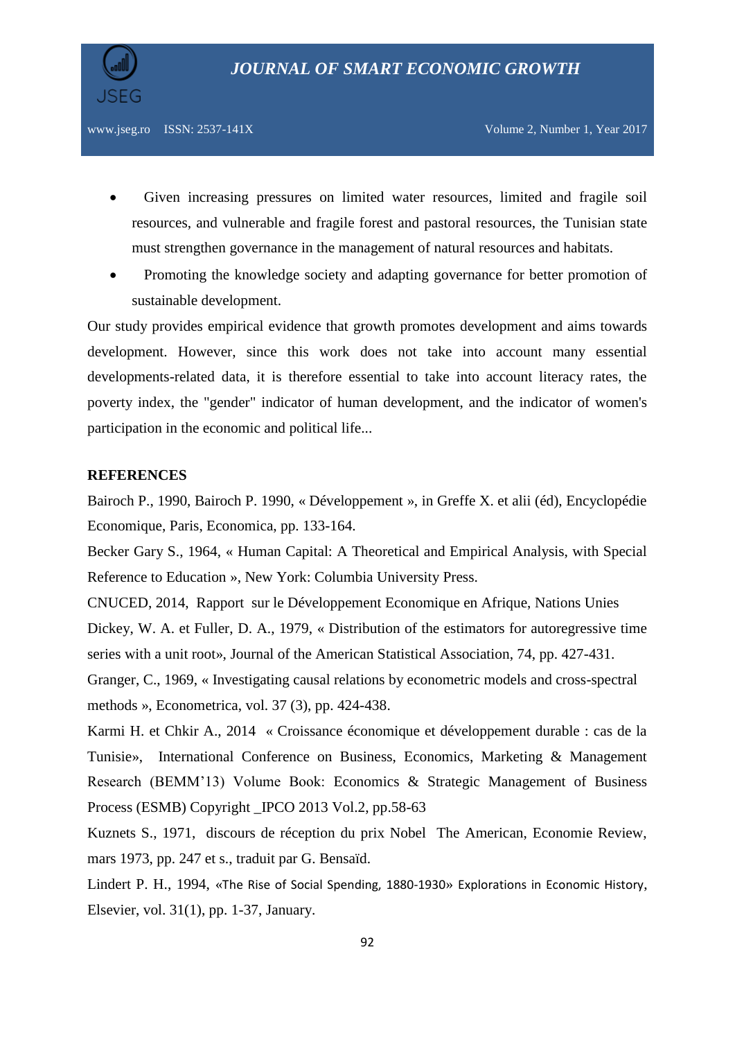- Given increasing pressures on limited water resources, limited and fragile soil resources, and vulnerable and fragile forest and pastoral resources, the Tunisian state must strengthen governance in the management of natural resources and habitats.
- Promoting the knowledge society and adapting governance for better promotion of sustainable development.

Our study provides empirical evidence that growth promotes development and aims towards development. However, since this work does not take into account many essential developments-related data, it is therefore essential to take into account literacy rates, the poverty index, the "gender" indicator of human development, and the indicator of women's participation in the economic and political life...

**REFERENCES**

Bairoch P., 1990, Bairoch P. 1990, « Développement », in Greffe X. et alii (éd), Encyclopédie Economique, Paris, Economica, pp. 133-164.

Becker Gary S., 1964, « Human Capital: A Theoretical and Empirical Analysis, with Special Reference to Education », New York: Columbia University Press.

CNUCED, 2014, Rapport sur le Développement Economique en Afrique, Nations Unies

Dickey, W. A. et Fuller, D. A., 1979, « Distribution of the estimators for autoregressive time series with a unit root», Journal of the American Statistical Association, 74, pp. 427-431.

Granger, C., 1969, « Investigating causal relations by econometric models and cross-spectral methods », Econometrica, vol. 37 (3), pp. 424-438.

Karmi H. et Chkir A., 2014 « Croissance économique et développement durable : cas de la Tunisie», International Conference on Business, Economics, Marketing & Management Research (BEMM'13) Volume Book: Economics & Strategic Management of Business Process (ESMB) Copyright _IPCO 2013 Vol.2, pp.58-63

Kuznets S., 1971, discours de réception du prix Nobel The American, Economie Review, mars 1973, pp. 247 et s., traduit par G. Bensaïd.

Lindert P. H., 1994, «The Rise of Social Spending, 1880-1930» Explorations in Economic History, Elsevier, vol. 31(1), pp. 1-37, January.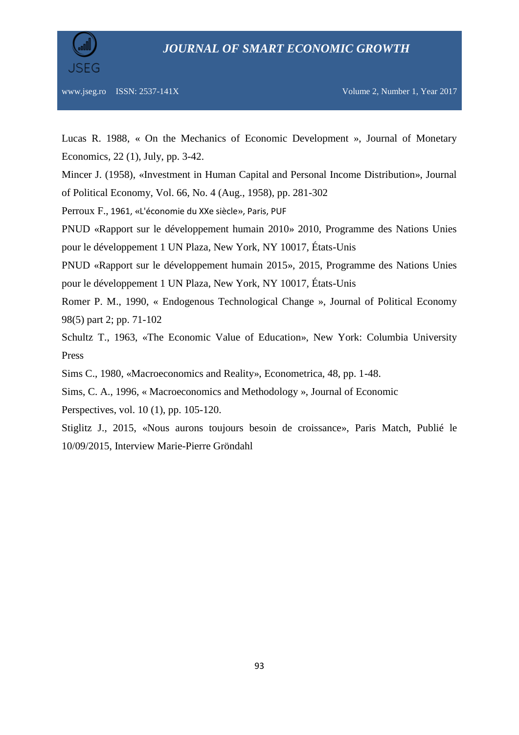Lucas R. 1988, « On the Mechanics of Economic Development », Journal of Monetary Economics, 22 (1), July, pp. 3-42.

Mincer J. (1958), «Investment in Human Capital and Personal Income Distribution», Journal of Political Economy, Vol. 66, No. 4 (Aug., 1958), pp. 281-302

Perroux F., 1961, «L'économie du XXe siècle», Paris, PUF

PNUD «Rapport sur le développement humain 2010» 2010, Programme des Nations Unies pour le développement 1 UN Plaza, New York, NY 10017, États-Unis

PNUD «Rapport sur le développement humain 2015», 2015, Programme des Nations Unies pour le développement 1 UN Plaza, New York, NY 10017, États-Unis

Romer P. M., 1990, « Endogenous Technological Change », Journal of Political Economy 98(5) part 2; pp. 71-102

Schultz T., 1963, «The Economic Value of Education», New York: Columbia University Press

Sims C., 1980, «Macroeconomics and Reality», Econometrica, 48, pp. 1-48.

Sims, C. A., 1996, « Macroeconomics and Methodology », Journal of Economic Perspectives, vol. 10 (1), pp. 105-120.

Stiglitz J., 2015, «Nous aurons toujours besoin de croissance», Paris Match, Publié le 10/09/2015, Interview Marie-Pierre Gröndahl